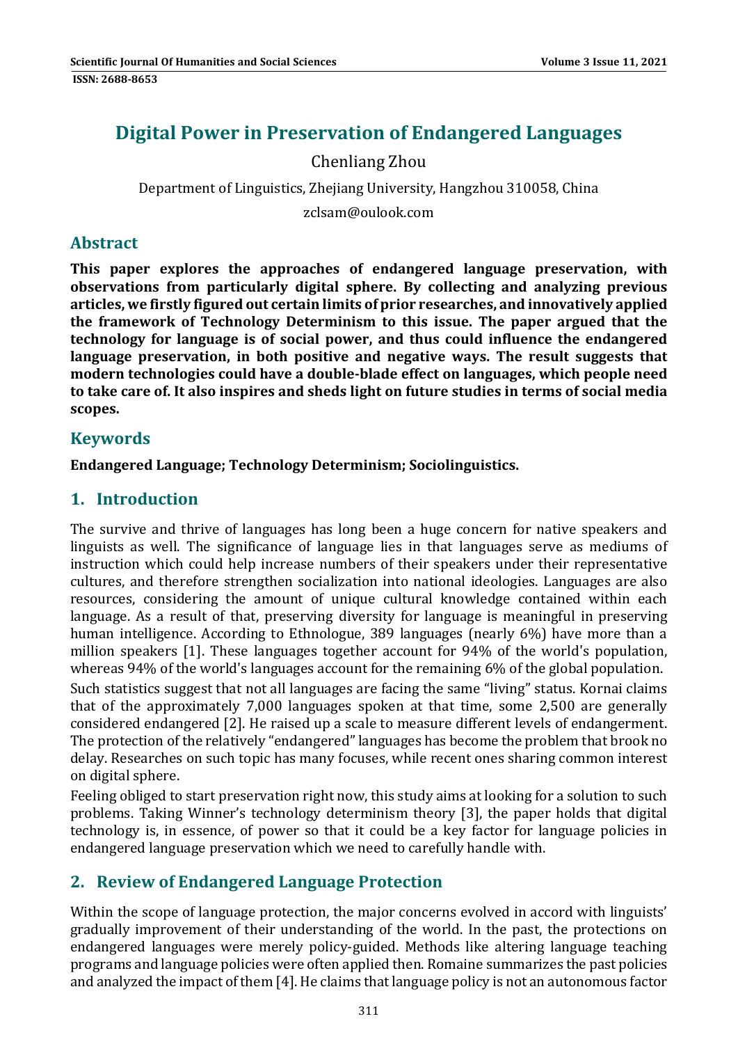# Digital Power in Preservation of Endangered Languages

Chenliang Zhou

Department of Linguistics, Zhejiang University, Hangzhou 310058, China

zclsam@oulook.com

## Abstract

**This paper explores the approaches of endangered language preservation, with observations from particularly digital sphere. By collecting and analyzing previous articles, we firstly figured out certain limits of prior researches, and innovatively applied the framework of Technology Determinism to this issue. The paper argued that the technology for language is of social power, and thus could influence the endangered language preservation, in both positive and negative ways. The result suggests that modern technologies could have a double-blade effect on languages, which people need to take care of. It also inspires and sheds light on future studies in terms of social media scopes.**

## Keywords

**Endangered Language; Technology Determinism; Sociolinguistics.**

## 1. Introduction

The survive and thrive of languages has long been a huge concern for native speakers and linguists as well. The significance of language lies in that languages serve as mediums of instruction which could help increase numbers of their speakers under their representative cultures, and therefore strengthen socialization into national ideologies. Languages are also resources, considering the amount of unique cultural knowledge contained within each language. As a result of that, preserving diversity for language is meaningful in preserving human intelligence. According to Ethnologue, 389 languages (nearly 6%) have more than a million speakers [1]. These languages together account for 94% of the world's population, whereas 94% of the world's languages account for the remaining 6% of the global population.

Such statistics suggest that not all languages are facing the same "living" status. Kornai claims that of the approximately 7,000 languages spoken at that time, some 2,500 are generally considered endangered [2]. He raised up a scale to measure different levels of endangerment. The protection of the relatively "endangered" languages has become the problem that brook no delay. Researches on such topic has many focuses, while recent ones sharing common interest on digital sphere.

Feeling obliged to start preservation right now, this study aims at looking for a solution to such problems. Taking Winner's technology determinism theory [3], the paper holds that digital technology is, in essence, of power so that it could be a key factor for language policies in endangered language preservation which we need to carefully handle with.

## 2. Review of Endangered Language Protection

Within the scope of language protection, the major concerns evolved in accord with linguists' gradually improvement of their understanding of the world. In the past, the protections on endangered languages were merely policy-guided. Methods like altering language teaching programs and language policies were often applied then. Romaine summarizes the past policies and analyzed the impact of them [4]. He claims that language policy is not an autonomous factor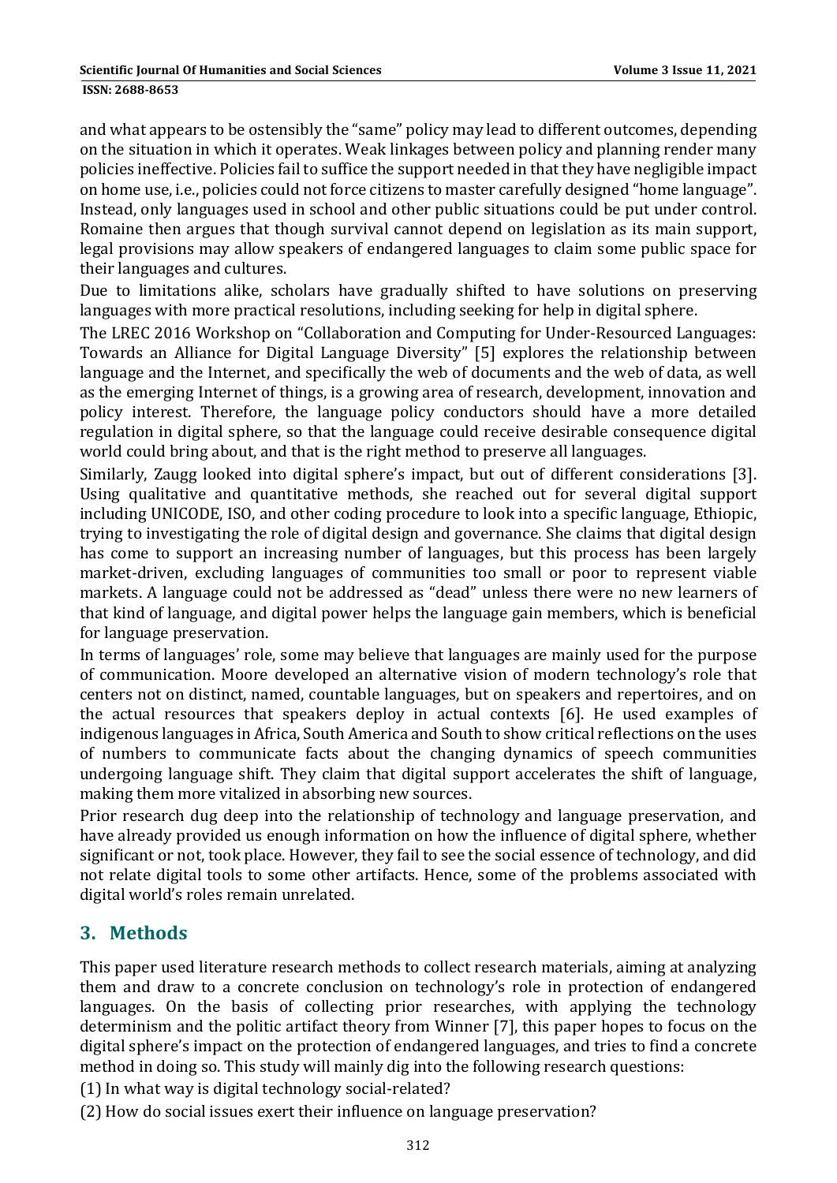and what appears to be ostensibly the "same" policy may lead to different outcomes, depending on the situation in which it operates. Weak linkages between policy and planning render many policies ineffective. Policies fail to suffice the support needed in that they have negligible impact on home use, i.e., policies could not force citizens to master carefully designed "home language". Instead, only languages used in school and other public situations could be put under control. Romaine then argues that though survival cannot depend on legislation as its main support, legal provisions may allow speakers of endangered languages to claim some public space for their languages and cultures.

Due to limitations alike, scholars have gradually shifted to have solutions on preserving languages with more practical resolutions, including seeking for help in digital sphere.

The LREC 2016 Workshop on "Collaboration and Computing for Under-Resourced Languages: Towards an Alliance for Digital Language Diversity" [5] explores the relationship between language and the Internet, and specifically the web of documents and the web of data, as well as the emerging Internet of things, is a growing area of research, development, innovation and policy interest. Therefore, the language policy conductors should have a more detailed regulation in digital sphere, so that the language could receive desirable consequence digital world could bring about, and that is the right method to preserve all languages.

Similarly, Zaugg looked into digital sphere's impact, but out of different considerations [3]. Using qualitative and quantitative methods, she reached out for several digital support including UNICODE, ISO, and other coding procedure to look into a specific language, Ethiopic, trying to investigating the role of digital design and governance. She claims that digital design has come to support an increasing number of languages, but this process has been largely market-driven, excluding languages of communities too small or poor to represent viable markets. A language could not be addressed as "dead" unless there were no new learners of that kind of language, and digital power helps the language gain members, which is beneficial for language preservation.

In terms of languages' role, some may believe that languages are mainly used for the purpose of communication. Moore developed an alternative vision of modern technology's role that centers not on distinct, named, countable languages, but on speakers and repertoires, and on the actual resources that speakers deploy in actual contexts [6]. He used examples of indigenous languages in Africa, South America and South to show critical reflections on the uses of numbers to communicate facts about the changing dynamics of speech communities undergoing language shift. They claim that digital support accelerates the shift of language, making them more vitalized in absorbing new sources.

Prior research dug deep into the relationship of technology and language preservation, and have already provided us enough information on how the influence of digital sphere, whether significant or not, took place. However, they fail to see the social essence of technology, and did not relate digital tools to some other artifacts. Hence, some of the problems associated with digital world's roles remain unrelated.

## 3. Methods

This paper used literature research methods to collect research materials, aiming at analyzing them and draw to a concrete conclusion on technology's role in protection of endangered languages. On the basis of collecting prior researches, with applying the technology determinism and the politic artifact theory from Winner [7], this paper hopes to focus on the digital sphere's impact on the protection of endangered languages, and tries to find a concrete method in doing so. This study will mainly dig into the following research questions:

(1) In what way is digital technology social-related?

(2) How do social issues exert their influence on language preservation?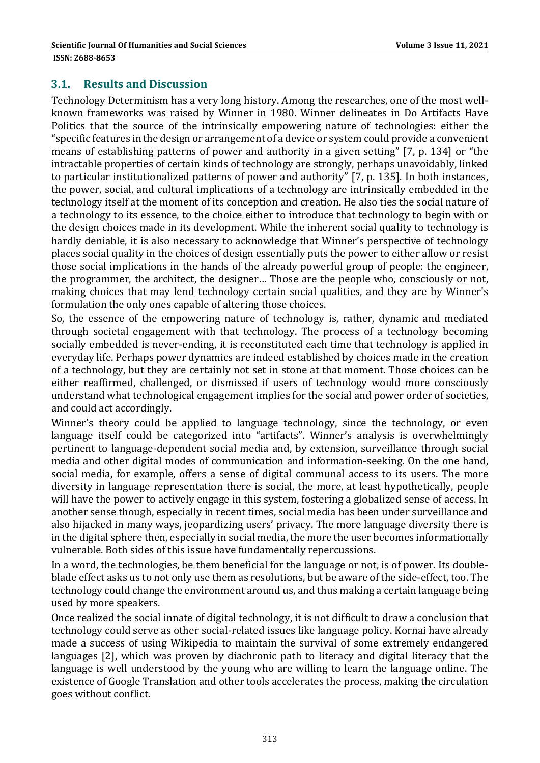### 3.1. Results and Discussion

Technology Determinism has a very long history. Among the researches, one of the most well-known frameworks was raised by Winner in 1980. Winner delineates in Do Artifacts Have Politics that the source of the intrinsically empowering nature of technologies: either the "specific features in the design or arrangement of a device or system could provide a convenient means of establishing patterns of power and authority in a given setting" [7, p. 134] or "the intractable properties of certain kinds of technology are strongly, perhaps unavoidably, linked to particular institutionalized patterns of power and authority" [7, p. 135]. In both instances, the power, social, and cultural implications of a technology are intrinsically embedded in the technology itself at the moment of its conception and creation. He also ties the social nature of a technology to its essence, to the choice either to introduce that technology to begin with or the design choices made in its development. While the inherent social quality to technology is hardly deniable, it is also necessary to acknowledge that Winner's perspective of technology places social quality in the choices of design essentially puts the power to either allow or resist those social implications in the hands of the already powerful group of people: the engineer, the programmer, the architect, the designer… Those are the people who, consciously or not, making choices that may lend technology certain social qualities, and they are by Winner's formulation the only ones capable of altering those choices.

So, the essence of the empowering nature of technology is, rather, dynamic and mediated through societal engagement with that technology. The process of a technology becoming socially embedded is never-ending, it is reconstituted each time that technology is applied in everyday life. Perhaps power dynamics are indeed established by choices made in the creation of a technology, but they are certainly not set in stone at that moment. Those choices can be either reaffirmed, challenged, or dismissed if users of technology would more consciously understand what technological engagement implies for the social and power order of societies, and could act accordingly.

Winner's theory could be applied to language technology, since the technology, or even language itself could be categorized into "artifacts". Winner's analysis is overwhelmingly pertinent to language-dependent social media and, by extension, surveillance through social media and other digital modes of communication and information-seeking. On the one hand, social media, for example, offers a sense of digital communal access to its users. The more diversity in language representation there is social, the more, at least hypothetically, people will have the power to actively engage in this system, fostering a globalized sense of access. In another sense though, especially in recent times, social media has been under surveillance and also hijacked in many ways, jeopardizing users' privacy. The more language diversity there is in the digital sphere then, especially in social media, the more the user becomes informationally vulnerable. Both sides of this issue have fundamentally repercussions.

In a word, the technologies, be them beneficial for the language or not, is of power. Its double-blade effect asks us to not only use them as resolutions, but be aware of the side-effect, too. The technology could change the environment around us, and thus making a certain language being used by more speakers.

Once realized the social innate of digital technology, it is not difficult to draw a conclusion that technology could serve as other social-related issues like language policy. Kornai have already made a success of using Wikipedia to maintain the survival of some extremely endangered languages [2], which was proven by diachronic path to literacy and digital literacy that the language is well understood by the young who are willing to learn the language online. The existence of Google Translation and other tools accelerates the process, making the circulation goes without conflict.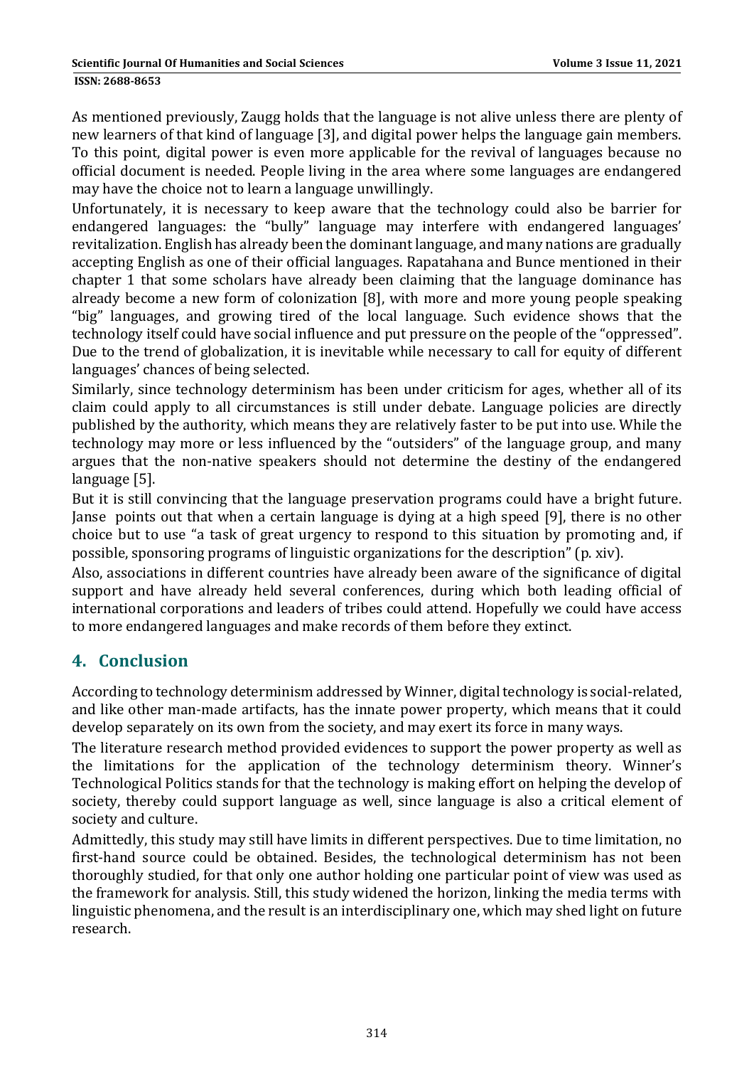As mentioned previously, Zaugg holds that the language is not alive unless there are plenty of new learners of that kind of language [3], and digital power helps the language gain members. To this point, digital power is even more applicable for the revival of languages because no official document is needed. People living in the area where some languages are endangered may have the choice not to learn a language unwillingly.

Unfortunately, it is necessary to keep aware that the technology could also be barrier for endangered languages: the "bully" language may interfere with endangered languages' revitalization. English has already been the dominant language, and many nations are gradually accepting English as one of their official languages. Rapatahana and Bunce mentioned in their chapter 1 that some scholars have already been claiming that the language dominance has already become a new form of colonization [8], with more and more young people speaking "big" languages, and growing tired of the local language. Such evidence shows that the technology itself could have social influence and put pressure on the people of the "oppressed". Due to the trend of globalization, it is inevitable while necessary to call for equity of different languages' chances of being selected.

Similarly, since technology determinism has been under criticism for ages, whether all of its claim could apply to all circumstances is still under debate. Language policies are directly published by the authority, which means they are relatively faster to be put into use. While the technology may more or less influenced by the "outsiders" of the language group, and many argues that the non-native speakers should not determine the destiny of the endangered language [5].

But it is still convincing that the language preservation programs could have a bright future. Janse points out that when a certain language is dying at a high speed [9], there is no other choice but to use "a task of great urgency to respond to this situation by promoting and, if possible, sponsoring programs of linguistic organizations for the description" (p. xiv).

Also, associations in different countries have already been aware of the significance of digital support and have already held several conferences, during which both leading official of international corporations and leaders of tribes could attend. Hopefully we could have access to more endangered languages and make records of them before they extinct.

## 4. Conclusion

According to technology determinism addressed by Winner, digital technology is social-related, and like other man-made artifacts, has the innate power property, which means that it could develop separately on its own from the society, and may exert its force in many ways.

The literature research method provided evidences to support the power property as well as the limitations for the application of the technology determinism theory. Winner's Technological Politics stands for that the technology is making effort on helping the develop of society, thereby could support language as well, since language is also a critical element of society and culture.

Admittedly, this study may still have limits in different perspectives. Due to time limitation, no first-hand source could be obtained. Besides, the technological determinism has not been thoroughly studied, for that only one author holding one particular point of view was used as the framework for analysis. Still, this study widened the horizon, linking the media terms with linguistic phenomena, and the result is an interdisciplinary one, which may shed light on future research.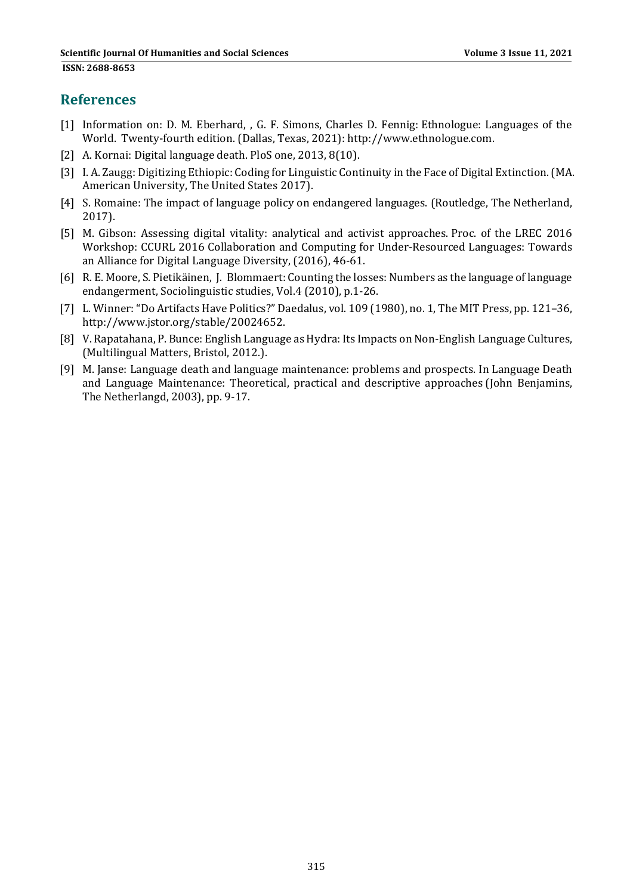## References

[1] Information on: D. M. Eberhard, , G. F. Simons, Charles D. Fennig: Ethnologue: Languages of the World. Twenty-fourth edition. (Dallas, Texas, 2021): http://www.ethnologue.com.

[2] A. Kornai: Digital language death. PloS one, 2013, 8(10).

[3] I. A. Zaugg: Digitizing Ethiopic: Coding for Linguistic Continuity in the Face of Digital Extinction. (MA. American University, The United States 2017).

[4] S. Romaine: The impact of language policy on endangered languages. (Routledge, The Netherland, 2017).

[5] M. Gibson: Assessing digital vitality: analytical and activist approaches. Proc. of the LREC 2016 Workshop: CCURL 2016 Collaboration and Computing for Under-Resourced Languages: Towards an Alliance for Digital Language Diversity, (2016), 46-61.

[6] R. E. Moore, S. Pietikäinen, J. Blommaert: Counting the losses: Numbers as the language of language endangerment, Sociolinguistic studies, Vol.4 (2010), p.1-26.

[7] L. Winner: "Do Artifacts Have Politics?" Daedalus, vol. 109 (1980), no. 1, The MIT Press, pp. 121–36, http://www.jstor.org/stable/20024652.

[8] V. Rapatahana, P. Bunce: English Language as Hydra: Its Impacts on Non-English Language Cultures, (Multilingual Matters, Bristol, 2012.).

[9] M. Janse: Language death and language maintenance: problems and prospects. In Language Death and Language Maintenance: Theoretical, practical and descriptive approaches (John Benjamins, The Netherlangd, 2003), pp. 9-17.